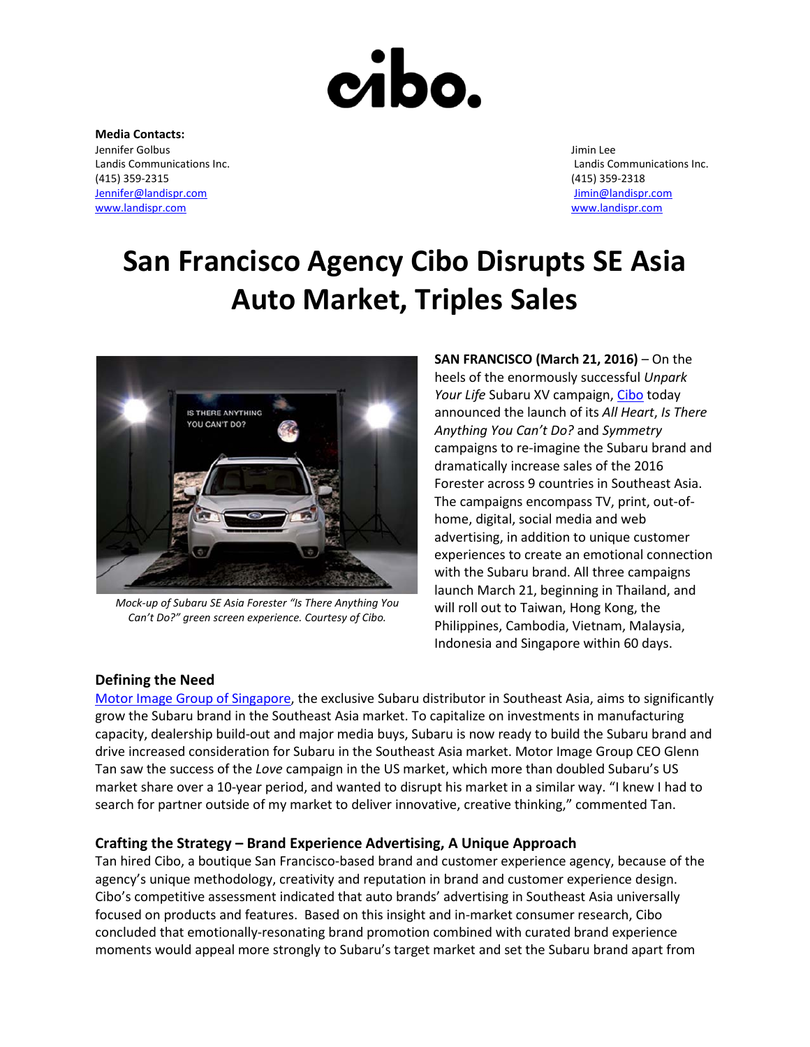cibo.

**Media Contacts:**

Jennifer Golbus
Landis Communications Inc.
(415) 359-2315
Jennifer@landispr.com
www.landispr.com

Jimin Lee
Landis Communications Inc.
(415) 359-2318
Jimin@landispr.com
www.landispr.com

# San Francisco Agency Cibo Disrupts SE Asia Auto Market, Triples Sales

*Mock-up of Subaru SE Asia Forester "Is There Anything You Can't Do?" green screen experience. Courtesy of Cibo.*

**SAN FRANCISCO (March 21, 2016)** – On the heels of the enormously successful *Unpark Your Life* Subaru XV campaign, Cibo today announced the launch of its *All Heart*, *Is There Anything You Can't Do?* and *Symmetry* campaigns to re-imagine the Subaru brand and dramatically increase sales of the 2016 Forester across 9 countries in Southeast Asia. The campaigns encompass TV, print, out-of-home, digital, social media and web advertising, in addition to unique customer experiences to create an emotional connection with the Subaru brand. All three campaigns launch March 21, beginning in Thailand, and will roll out to Taiwan, Hong Kong, the Philippines, Cambodia, Vietnam, Malaysia, Indonesia and Singapore within 60 days.

## Defining the Need

Motor Image Group of Singapore, the exclusive Subaru distributor in Southeast Asia, aims to significantly grow the Subaru brand in the Southeast Asia market. To capitalize on investments in manufacturing capacity, dealership build-out and major media buys, Subaru is now ready to build the Subaru brand and drive increased consideration for Subaru in the Southeast Asia market. Motor Image Group CEO Glenn Tan saw the success of the *Love* campaign in the US market, which more than doubled Subaru's US market share over a 10-year period, and wanted to disrupt his market in a similar way. "I knew I had to search for partner outside of my market to deliver innovative, creative thinking," commented Tan.

## Crafting the Strategy – Brand Experience Advertising, A Unique Approach

Tan hired Cibo, a boutique San Francisco-based brand and customer experience agency, because of the agency's unique methodology, creativity and reputation in brand and customer experience design. Cibo's competitive assessment indicated that auto brands' advertising in Southeast Asia universally focused on products and features. Based on this insight and in-market consumer research, Cibo concluded that emotionally-resonating brand promotion combined with curated brand experience moments would appeal more strongly to Subaru's target market and set the Subaru brand apart from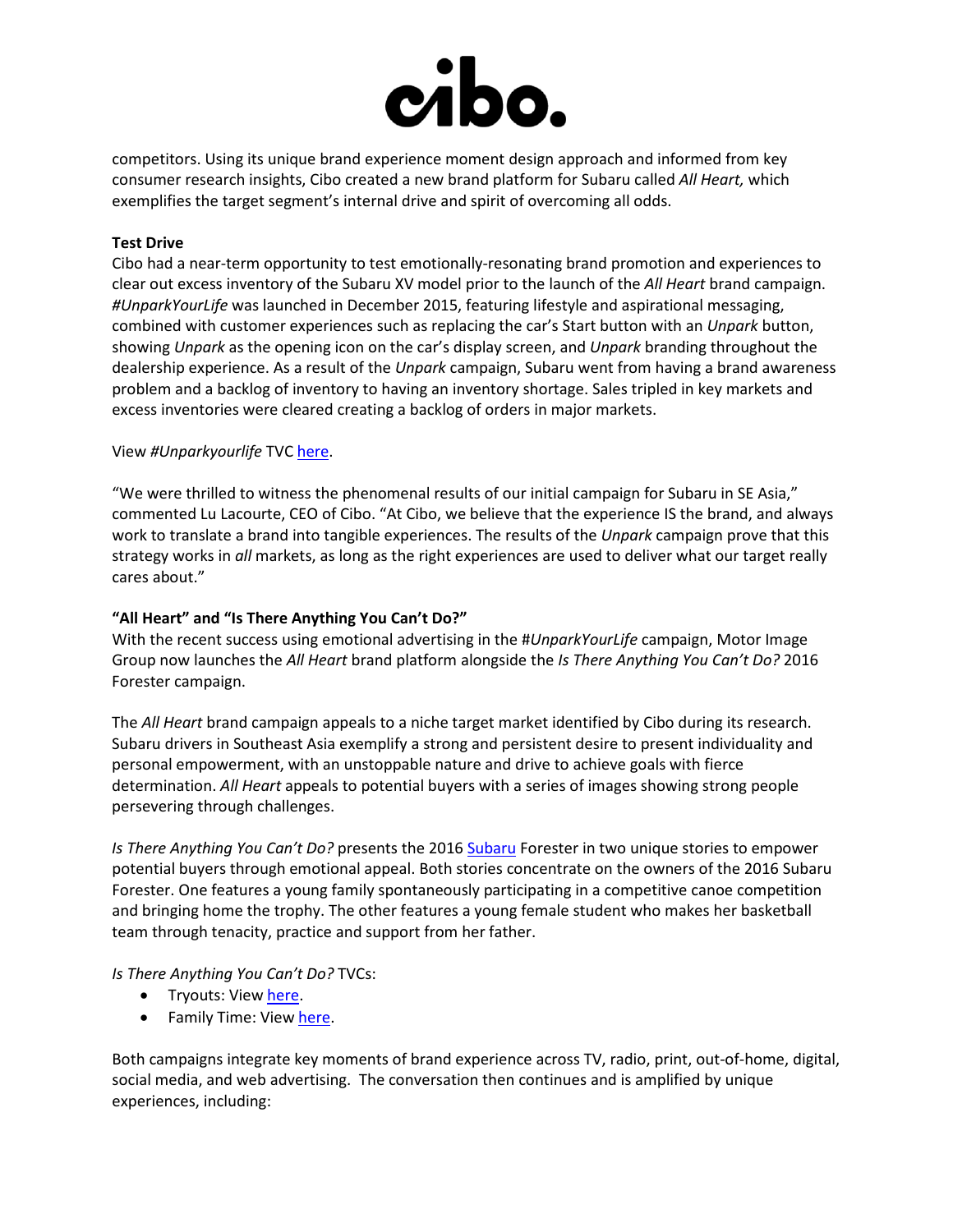competitors. Using its unique brand experience moment design approach and informed from key consumer research insights, Cibo created a new brand platform for Subaru called *All Heart,* which exemplifies the target segment's internal drive and spirit of overcoming all odds.

**Test Drive**

Cibo had a near-term opportunity to test emotionally-resonating brand promotion and experiences to clear out excess inventory of the Subaru XV model prior to the launch of the *All Heart* brand campaign. *#UnparkYourLife* was launched in December 2015, featuring lifestyle and aspirational messaging, combined with customer experiences such as replacing the car's Start button with an *Unpark* button, showing *Unpark* as the opening icon on the car's display screen, and *Unpark* branding throughout the dealership experience. As a result of the *Unpark* campaign, Subaru went from having a brand awareness problem and a backlog of inventory to having an inventory shortage. Sales tripled in key markets and excess inventories were cleared creating a backlog of orders in major markets.

View *#Unparkyourlife* TVC here.

"We were thrilled to witness the phenomenal results of our initial campaign for Subaru in SE Asia," commented Lu Lacourte, CEO of Cibo. "At Cibo, we believe that the experience IS the brand, and always work to translate a brand into tangible experiences. The results of the *Unpark* campaign prove that this strategy works in *all* markets, as long as the right experiences are used to deliver what our target really cares about."

**"All Heart" and "Is There Anything You Can't Do?"**

With the recent success using emotional advertising in the *#UnparkYourLife* campaign, Motor Image Group now launches the *All Heart* brand platform alongside the *Is There Anything You Can't Do?* 2016 Forester campaign.

The *All Heart* brand campaign appeals to a niche target market identified by Cibo during its research. Subaru drivers in Southeast Asia exemplify a strong and persistent desire to present individuality and personal empowerment, with an unstoppable nature and drive to achieve goals with fierce determination. *All Heart* appeals to potential buyers with a series of images showing strong people persevering through challenges.

*Is There Anything You Can't Do?* presents the 2016 Subaru Forester in two unique stories to empower potential buyers through emotional appeal. Both stories concentrate on the owners of the 2016 Subaru Forester. One features a young family spontaneously participating in a competitive canoe competition and bringing home the trophy. The other features a young female student who makes her basketball team through tenacity, practice and support from her father.

*Is There Anything You Can't Do?* TVCs:

- Tryouts: View here.
- Family Time: View here.

Both campaigns integrate key moments of brand experience across TV, radio, print, out-of-home, digital, social media, and web advertising. The conversation then continues and is amplified by unique experiences, including: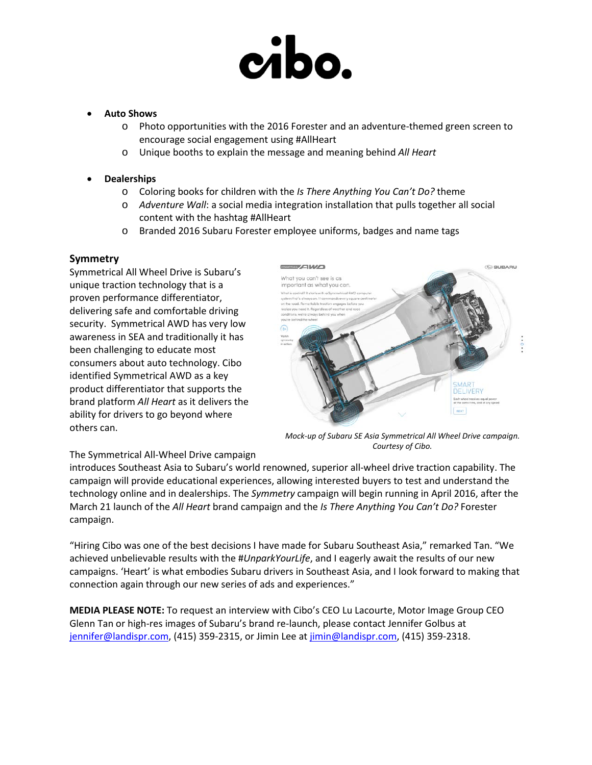- **Auto Shows**
  - Photo opportunities with the 2016 Forester and an adventure-themed green screen to encourage social engagement using #AllHeart
  - Unique booths to explain the message and meaning behind *All Heart*

- **Dealerships**
  - Coloring books for children with the *Is There Anything You Can't Do?* theme
  - *Adventure Wall*: a social media integration installation that pulls together all social content with the hashtag #AllHeart
  - Branded 2016 Subaru Forester employee uniforms, badges and name tags

## Symmetry

Symmetrical All Wheel Drive is Subaru's unique traction technology that is a proven performance differentiator, delivering safe and comfortable driving security. Symmetrical AWD has very low awareness in SEA and traditionally it has been challenging to educate most consumers about auto technology. Cibo identified Symmetrical AWD as a key product differentiator that supports the brand platform *All Heart* as it delivers the ability for drivers to go beyond where others can.

*Mock-up of Subaru SE Asia Symmetrical All Wheel Drive campaign. Courtesy of Cibo.*

The Symmetrical All-Wheel Drive campaign introduces Southeast Asia to Subaru's world renowned, superior all-wheel drive traction capability. The campaign will provide educational experiences, allowing interested buyers to test and understand the technology online and in dealerships. The *Symmetry* campaign will begin running in April 2016, after the March 21 launch of the *All Heart* brand campaign and the *Is There Anything You Can't Do?* Forester campaign.

"Hiring Cibo was one of the best decisions I have made for Subaru Southeast Asia," remarked Tan. "We achieved unbelievable results with the #*UnparkYourLife*, and I eagerly await the results of our new campaigns. 'Heart' is what embodies Subaru drivers in Southeast Asia, and I look forward to making that connection again through our new series of ads and experiences."

**MEDIA PLEASE NOTE:** To request an interview with Cibo's CEO Lu Lacourte, Motor Image Group CEO Glenn Tan or high-res images of Subaru's brand re-launch, please contact Jennifer Golbus at jennifer@landispr.com, (415) 359-2315, or Jimin Lee at jimin@landispr.com, (415) 359-2318.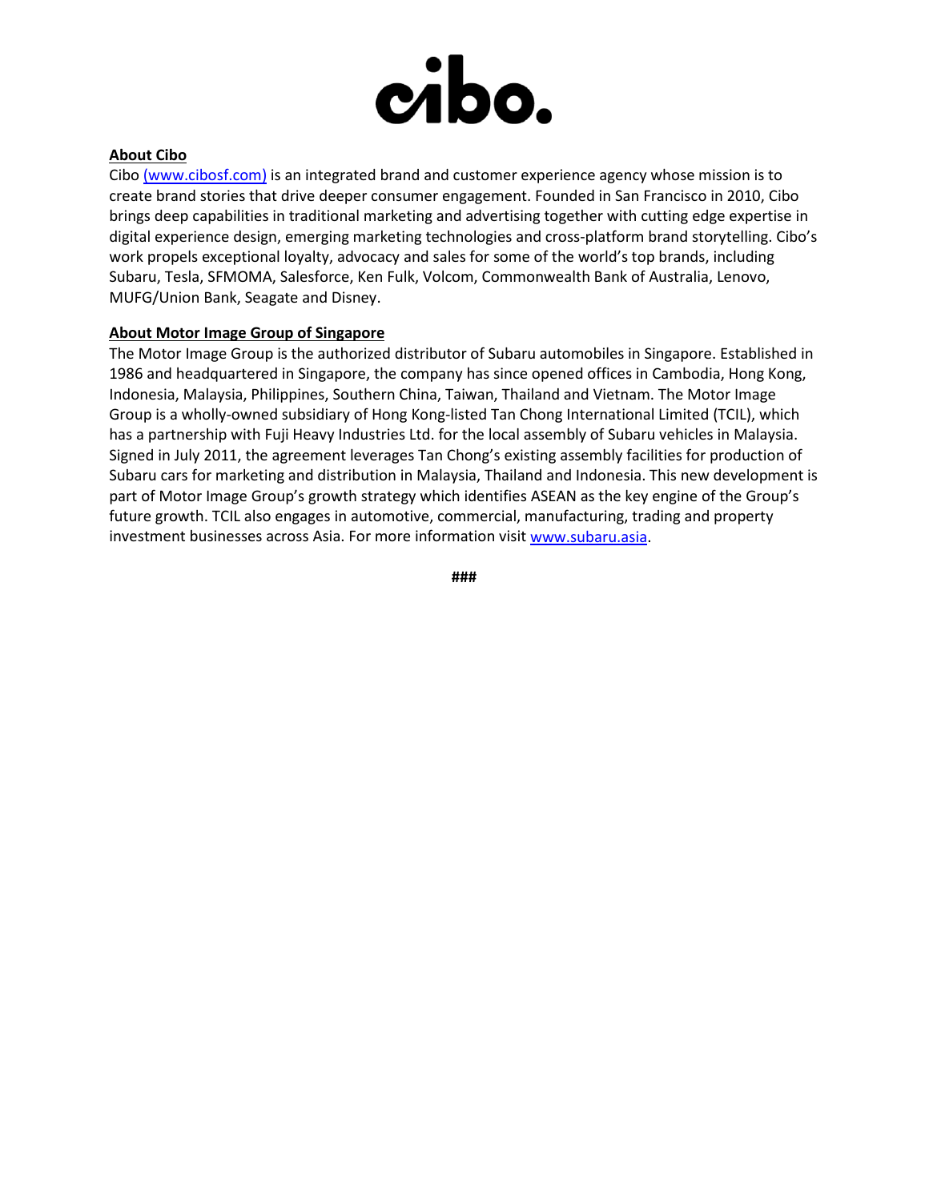cibo.

**About Cibo**

Cibo (www.cibosf.com) is an integrated brand and customer experience agency whose mission is to create brand stories that drive deeper consumer engagement. Founded in San Francisco in 2010, Cibo brings deep capabilities in traditional marketing and advertising together with cutting edge expertise in digital experience design, emerging marketing technologies and cross-platform brand storytelling. Cibo's work propels exceptional loyalty, advocacy and sales for some of the world's top brands, including Subaru, Tesla, SFMOMA, Salesforce, Ken Fulk, Volcom, Commonwealth Bank of Australia, Lenovo, MUFG/Union Bank, Seagate and Disney.

**About Motor Image Group of Singapore**

The Motor Image Group is the authorized distributor of Subaru automobiles in Singapore. Established in 1986 and headquartered in Singapore, the company has since opened offices in Cambodia, Hong Kong, Indonesia, Malaysia, Philippines, Southern China, Taiwan, Thailand and Vietnam. The Motor Image Group is a wholly-owned subsidiary of Hong Kong-listed Tan Chong International Limited (TCIL), which has a partnership with Fuji Heavy Industries Ltd. for the local assembly of Subaru vehicles in Malaysia. Signed in July 2011, the agreement leverages Tan Chong's existing assembly facilities for production of Subaru cars for marketing and distribution in Malaysia, Thailand and Indonesia. This new development is part of Motor Image Group's growth strategy which identifies ASEAN as the key engine of the Group's future growth. TCIL also engages in automotive, commercial, manufacturing, trading and property investment businesses across Asia. For more information visit www.subaru.asia.

**###**